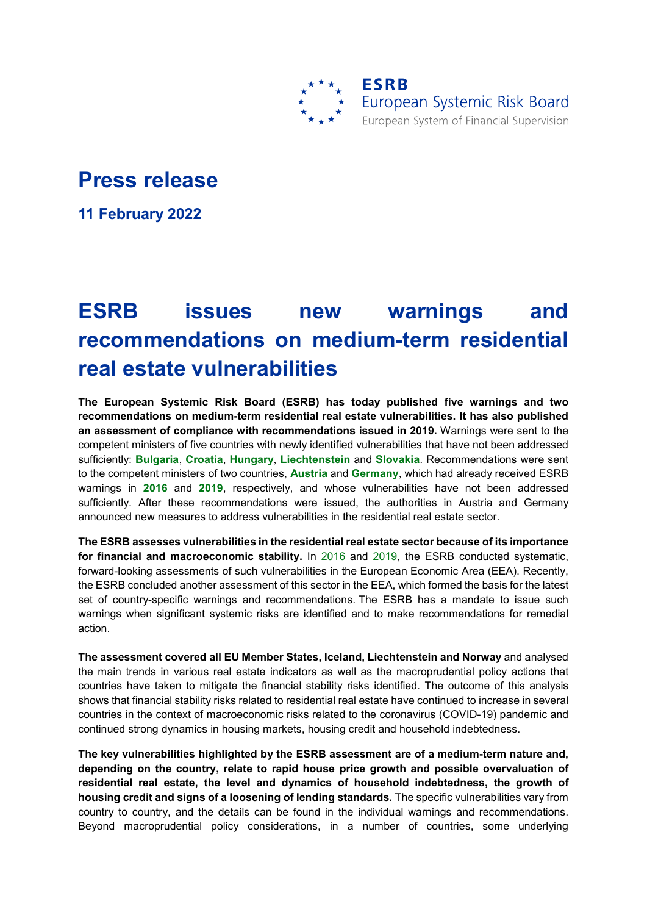ESRB
European Systemic Risk Board
European System of Financial Supervision

# Press release

**11 February 2022**

# ESRB issues new warnings and recommendations on medium-term residential real estate vulnerabilities

**The European Systemic Risk Board (ESRB) has today published five warnings and two recommendations on medium-term residential real estate vulnerabilities. It has also published an assessment of compliance with recommendations issued in 2019.** Warnings were sent to the competent ministers of five countries with newly identified vulnerabilities that have not been addressed sufficiently: **Bulgaria**, **Croatia**, **Hungary**, **Liechtenstein** and **Slovakia**. Recommendations were sent to the competent ministers of two countries, **Austria** and **Germany**, which had already received ESRB warnings in **2016** and **2019**, respectively, and whose vulnerabilities have not been addressed sufficiently. After these recommendations were issued, the authorities in Austria and Germany announced new measures to address vulnerabilities in the residential real estate sector.

**The ESRB assesses vulnerabilities in the residential real estate sector because of its importance for financial and macroeconomic stability.** In 2016 and 2019, the ESRB conducted systematic, forward-looking assessments of such vulnerabilities in the European Economic Area (EEA). Recently, the ESRB concluded another assessment of this sector in the EEA, which formed the basis for the latest set of country-specific warnings and recommendations. The ESRB has a mandate to issue such warnings when significant systemic risks are identified and to make recommendations for remedial action.

**The assessment covered all EU Member States, Iceland, Liechtenstein and Norway** and analysed the main trends in various real estate indicators as well as the macroprudential policy actions that countries have taken to mitigate the financial stability risks identified. The outcome of this analysis shows that financial stability risks related to residential real estate have continued to increase in several countries in the context of macroeconomic risks related to the coronavirus (COVID-19) pandemic and continued strong dynamics in housing markets, housing credit and household indebtedness.

**The key vulnerabilities highlighted by the ESRB assessment are of a medium-term nature and, depending on the country, relate to rapid house price growth and possible overvaluation of residential real estate, the level and dynamics of household indebtedness, the growth of housing credit and signs of a loosening of lending standards.** The specific vulnerabilities vary from country to country, and the details can be found in the individual warnings and recommendations. Beyond macroprudential policy considerations, in a number of countries, some underlying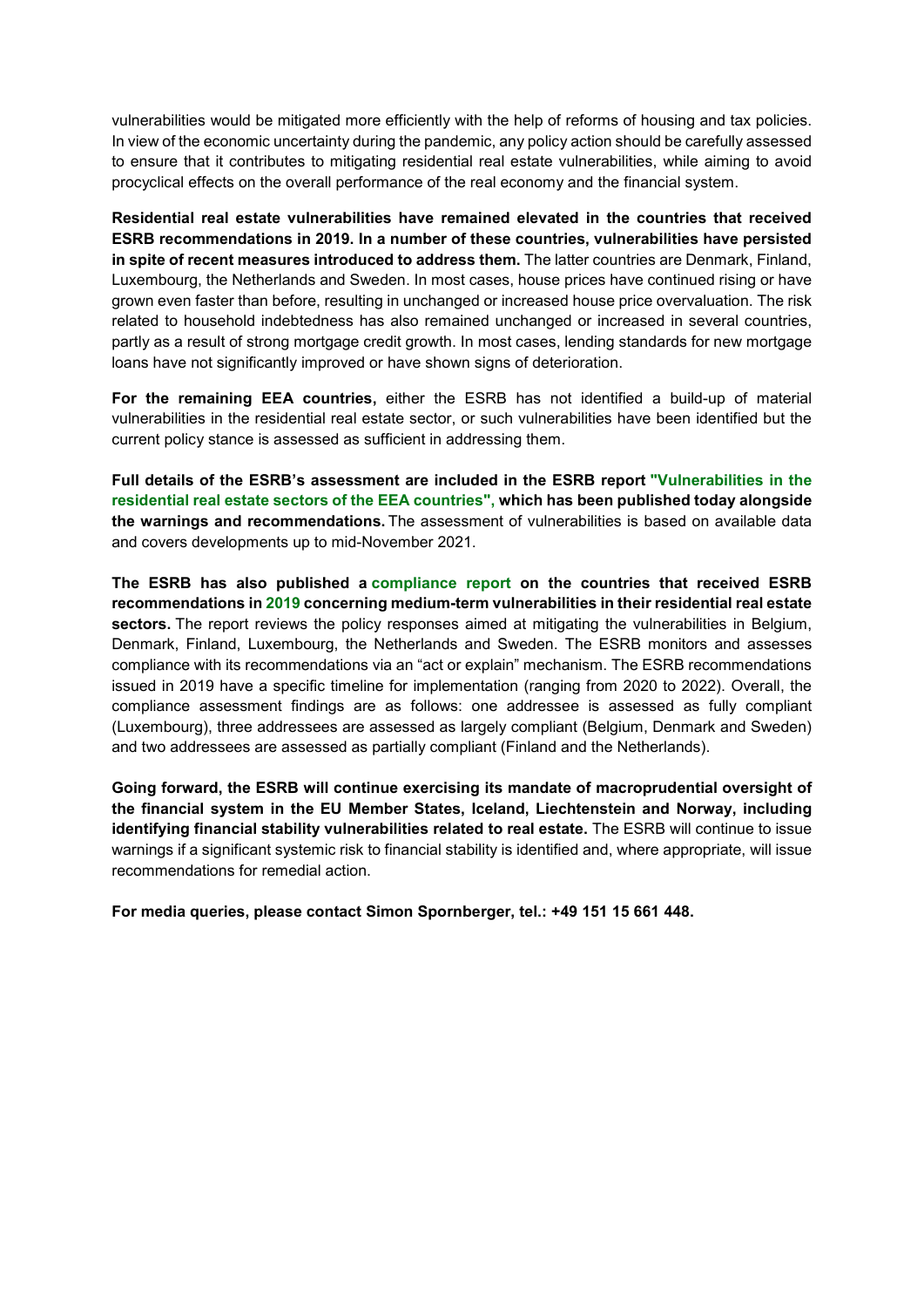vulnerabilities would be mitigated more efficiently with the help of reforms of housing and tax policies. In view of the economic uncertainty during the pandemic, any policy action should be carefully assessed to ensure that it contributes to mitigating residential real estate vulnerabilities, while aiming to avoid procyclical effects on the overall performance of the real economy and the financial system.

**Residential real estate vulnerabilities have remained elevated in the countries that received ESRB recommendations in 2019. In a number of these countries, vulnerabilities have persisted in spite of recent measures introduced to address them.** The latter countries are Denmark, Finland, Luxembourg, the Netherlands and Sweden. In most cases, house prices have continued rising or have grown even faster than before, resulting in unchanged or increased house price overvaluation. The risk related to household indebtedness has also remained unchanged or increased in several countries, partly as a result of strong mortgage credit growth. In most cases, lending standards for new mortgage loans have not significantly improved or have shown signs of deterioration.

**For the remaining EEA countries,** either the ESRB has not identified a build-up of material vulnerabilities in the residential real estate sector, or such vulnerabilities have been identified but the current policy stance is assessed as sufficient in addressing them.

**Full details of the ESRB's assessment are included in the ESRB report "Vulnerabilities in the residential real estate sectors of the EEA countries", which has been published today alongside the warnings and recommendations.** The assessment of vulnerabilities is based on available data and covers developments up to mid-November 2021.

**The ESRB has also published a compliance report on the countries that received ESRB recommendations in 2019 concerning medium-term vulnerabilities in their residential real estate sectors.** The report reviews the policy responses aimed at mitigating the vulnerabilities in Belgium, Denmark, Finland, Luxembourg, the Netherlands and Sweden. The ESRB monitors and assesses compliance with its recommendations via an "act or explain" mechanism. The ESRB recommendations issued in 2019 have a specific timeline for implementation (ranging from 2020 to 2022). Overall, the compliance assessment findings are as follows: one addressee is assessed as fully compliant (Luxembourg), three addressees are assessed as largely compliant (Belgium, Denmark and Sweden) and two addressees are assessed as partially compliant (Finland and the Netherlands).

**Going forward, the ESRB will continue exercising its mandate of macroprudential oversight of the financial system in the EU Member States, Iceland, Liechtenstein and Norway, including identifying financial stability vulnerabilities related to real estate.** The ESRB will continue to issue warnings if a significant systemic risk to financial stability is identified and, where appropriate, will issue recommendations for remedial action.

**For media queries, please contact Simon Spornberger, tel.: +49 151 15 661 448.**